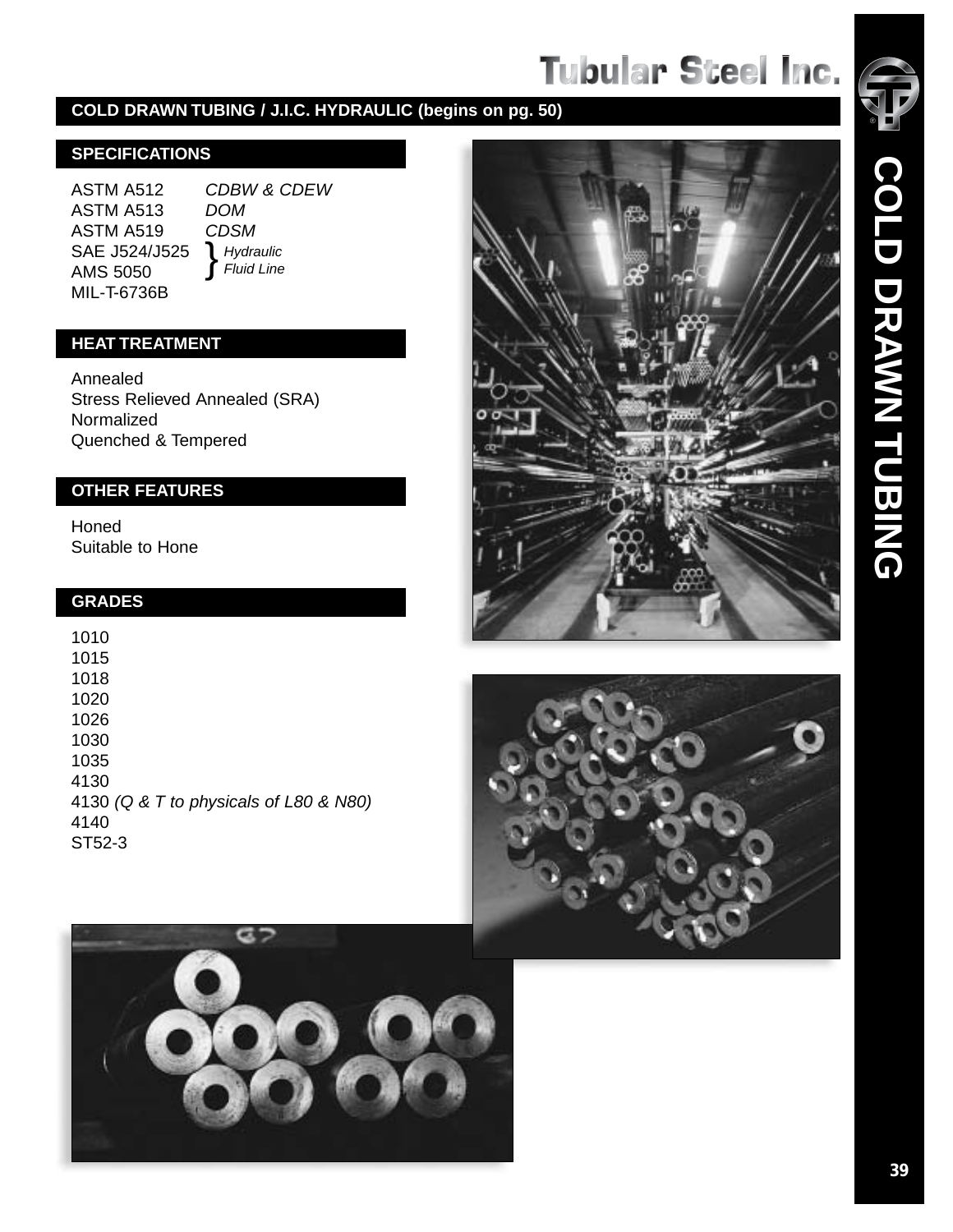## COLD DRAWN TUBING / J.I.C. HYDRAULIC (begins on pg. 50)

### SPECIFICATIONS

| | |
|---|---|
| ASTM A512 | *CDBW & CDEW* |
| ASTM A513 | *DOM* |
| ASTM A519 | *CDSM* |
| SAE J524/J525 | *Hydraulic Fluid Line* |
| AMS 5050 | *Hydraulic Fluid Line* |
| MIL-T-6736B | |

### HEAT TREATMENT

Annealed
Stress Relieved Annealed (SRA)
Normalized
Quenched & Tempered

### OTHER FEATURES

Honed
Suitable to Hone

### GRADES

1010
1015
1018
1020
1026
1030
1035
4130
4130 *(Q & T to physicals of L80 & N80)*
4140
ST52-3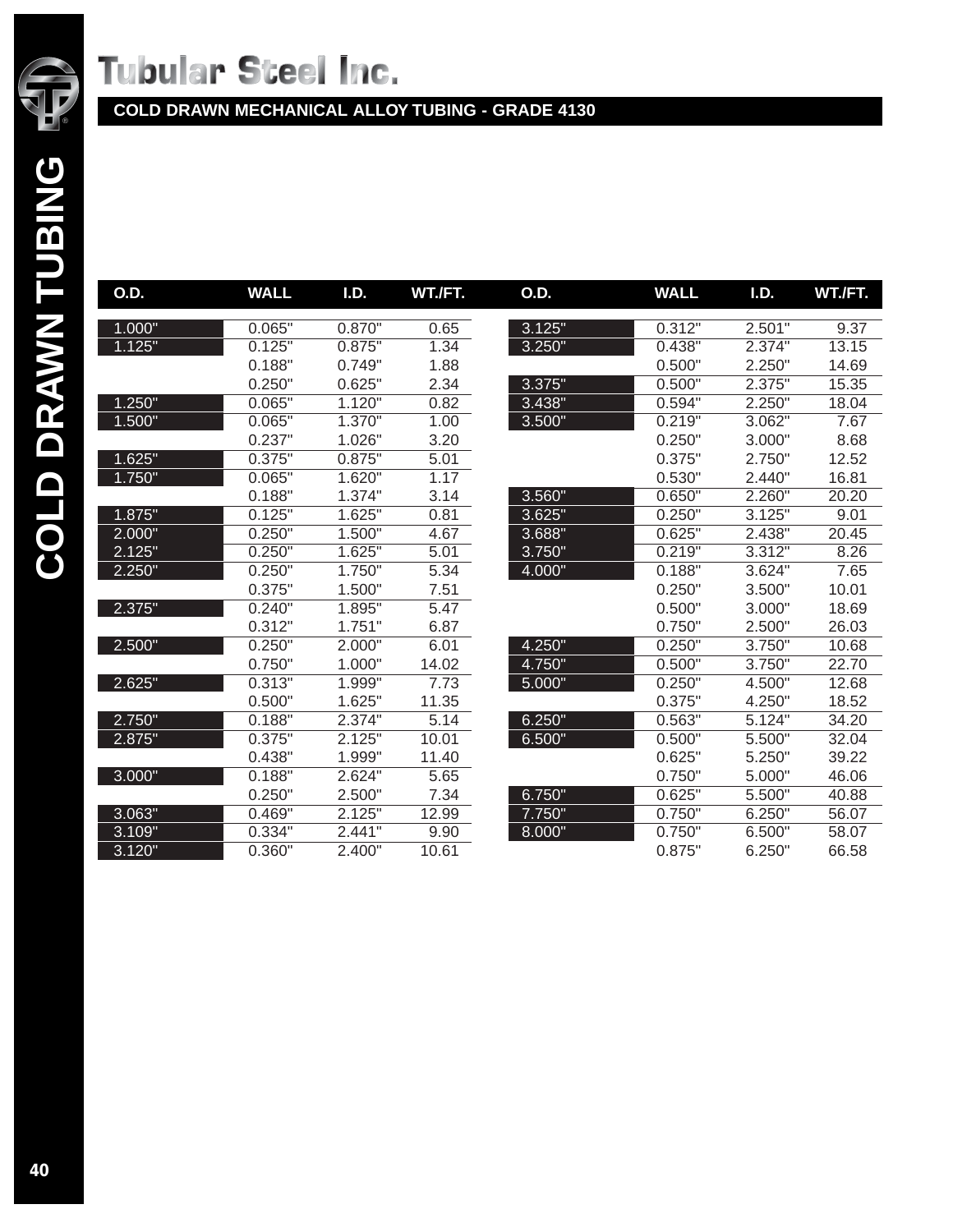# Tubular Steel Inc.

## COLD DRAWN MECHANICAL ALLOY TUBING - GRADE 4130

| O.D. | WALL | I.D. | WT./FT. |
|---|---|---|---|
| 1.000" | 0.065" | 0.870" | 0.65 |
| 1.125" | 0.125" | 0.875" | 1.34 |
| | 0.188" | 0.749" | 1.88 |
| | 0.250" | 0.625" | 2.34 |
| 1.250" | 0.065" | 1.120" | 0.82 |
| 1.500" | 0.065" | 1.370" | 1.00 |
| | 0.237" | 1.026" | 3.20 |
| 1.625" | 0.375" | 0.875" | 5.01 |
| 1.750" | 0.065" | 1.620" | 1.17 |
| | 0.188" | 1.374" | 3.14 |
| 1.875" | 0.125" | 1.625" | 0.81 |
| 2.000" | 0.250" | 1.500" | 4.67 |
| 2.125" | 0.250" | 1.625" | 5.01 |
| 2.250" | 0.250" | 1.750" | 5.34 |
| | 0.375" | 1.500" | 7.51 |
| 2.375" | 0.240" | 1.895" | 5.47 |
| | 0.312" | 1.751" | 6.87 |
| 2.500" | 0.250" | 2.000" | 6.01 |
| | 0.750" | 1.000" | 14.02 |
| 2.625" | 0.313" | 1.999" | 7.73 |
| | 0.500" | 1.625" | 11.35 |
| 2.750" | 0.188" | 2.374" | 5.14 |
| 2.875" | 0.375" | 2.125" | 10.01 |
| | 0.438" | 1.999" | 11.40 |
| 3.000" | 0.188" | 2.624" | 5.65 |
| | 0.250" | 2.500" | 7.34 |
| 3.063" | 0.469" | 2.125" | 12.99 |
| 3.109" | 0.334" | 2.441" | 9.90 |
| 3.120" | 0.360" | 2.400" | 10.61 |
| 3.125" | 0.312" | 2.501" | 9.37 |
| 3.250" | 0.438" | 2.374" | 13.15 |
| | 0.500" | 2.250" | 14.69 |
| 3.375" | 0.500" | 2.375" | 15.35 |
| 3.438" | 0.594" | 2.250" | 18.04 |
| 3.500" | 0.219" | 3.062" | 7.67 |
| | 0.250" | 3.000" | 8.68 |
| | 0.375" | 2.750" | 12.52 |
| | 0.530" | 2.440" | 16.81 |
| 3.560" | 0.650" | 2.260" | 20.20 |
| 3.625" | 0.250" | 3.125" | 9.01 |
| 3.688" | 0.625" | 2.438" | 20.45 |
| 3.750" | 0.219" | 3.312" | 8.26 |
| 4.000" | 0.188" | 3.624" | 7.65 |
| | 0.250" | 3.500" | 10.01 |
| | 0.500" | 3.000" | 18.69 |
| | 0.750" | 2.500" | 26.03 |
| 4.250" | 0.250" | 3.750" | 10.68 |
| 4.750" | 0.500" | 3.750" | 22.70 |
| 5.000" | 0.250" | 4.500" | 12.68 |
| | 0.375" | 4.250" | 18.52 |
| 6.250" | 0.563" | 5.124" | 34.20 |
| 6.500" | 0.500" | 5.500" | 32.04 |
| | 0.625" | 5.250" | 39.22 |
| | 0.750" | 5.000" | 46.06 |
| 6.750" | 0.625" | 5.500" | 40.88 |
| 7.750" | 0.750" | 6.250" | 56.07 |
| 8.000" | 0.750" | 6.500" | 58.07 |
| | 0.875" | 6.250" | 66.58 |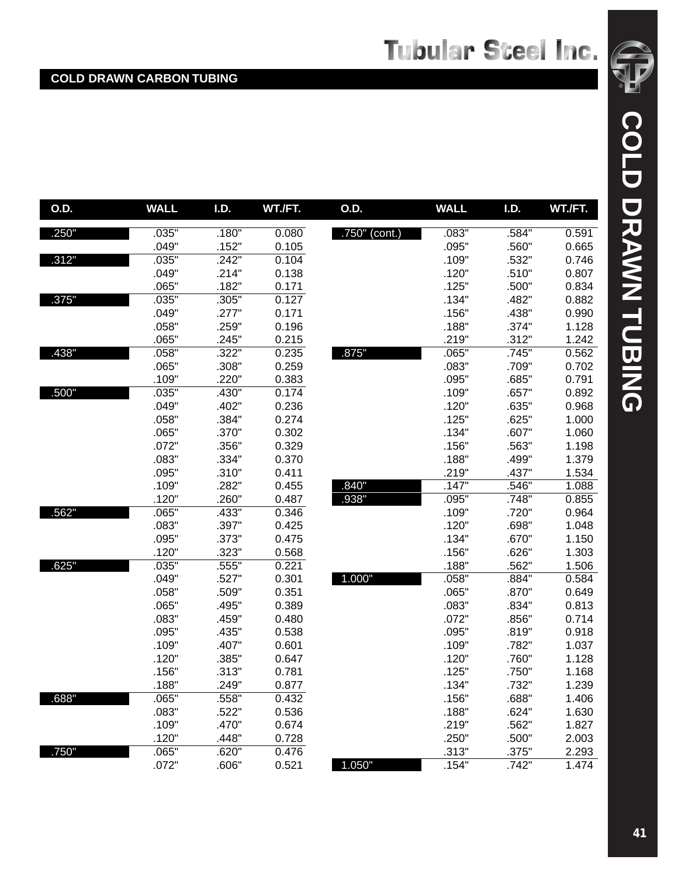## COLD DRAWN CARBON TUBING

| O.D. | WALL | I.D. | WT./FT. |
|---|---|---|---|
| .250" | .035" | .180" | 0.080 |
| | .049" | .152" | 0.105 |
| .312" | .035" | .242" | 0.104 |
| | .049" | .214" | 0.138 |
| | .065" | .182" | 0.171 |
| .375" | .035" | .305" | 0.127 |
| | .049" | .277" | 0.171 |
| | .058" | .259" | 0.196 |
| | .065" | .245" | 0.215 |
| .438" | .058" | .322" | 0.235 |
| | .065" | .308" | 0.259 |
| | .109" | .220" | 0.383 |
| .500" | .035" | .430" | 0.174 |
| | .049" | .402" | 0.236 |
| | .058" | .384" | 0.274 |
| | .065" | .370" | 0.302 |
| | .072" | .356" | 0.329 |
| | .083" | .334" | 0.370 |
| | .095" | .310" | 0.411 |
| | .109" | .282" | 0.455 |
| | .120" | .260" | 0.487 |
| .562" | .065" | .433" | 0.346 |
| | .083" | .397" | 0.425 |
| | .095" | .373" | 0.475 |
| | .120" | .323" | 0.568 |
| .625" | .035" | .555" | 0.221 |
| | .049" | .527" | 0.301 |
| | .058" | .509" | 0.351 |
| | .065" | .495" | 0.389 |
| | .083" | .459" | 0.480 |
| | .095" | .435" | 0.538 |
| | .109" | .407" | 0.601 |
| | .120" | .385" | 0.647 |
| | .156" | .313" | 0.781 |
| | .188" | .249" | 0.877 |
| .688" | .065" | .558" | 0.432 |
| | .083" | .522" | 0.536 |
| | .109" | .470" | 0.674 |
| | .120" | .448" | 0.728 |
| .750" | .065" | .620" | 0.476 |
| | .072" | .606" | 0.521 |
| .750" (cont.) | .083" | .584" | 0.591 |
| | .095" | .560" | 0.665 |
| | .109" | .532" | 0.746 |
| | .120" | .510" | 0.807 |
| | .125" | .500" | 0.834 |
| | .134" | .482" | 0.882 |
| | .156" | .438" | 0.990 |
| | .188" | .374" | 1.128 |
| | .219" | .312" | 1.242 |
| .875" | .065" | .745" | 0.562 |
| | .083" | .709" | 0.702 |
| | .095" | .685" | 0.791 |
| | .109" | .657" | 0.892 |
| | .120" | .635" | 0.968 |
| | .125" | .625" | 1.000 |
| | .134" | .607" | 1.060 |
| | .156" | .563" | 1.198 |
| | .188" | .499" | 1.379 |
| | .219" | .437" | 1.534 |
| .840" | .147" | .546" | 1.088 |
| .938" | .095" | .748" | 0.855 |
| | .109" | .720" | 0.964 |
| | .120" | .698" | 1.048 |
| | .134" | .670" | 1.150 |
| | .156" | .626" | 1.303 |
| | .188" | .562" | 1.506 |
| 1.000" | .058" | .884" | 0.584 |
| | .065" | .870" | 0.649 |
| | .083" | .834" | 0.813 |
| | .072" | .856" | 0.714 |
| | .095" | .819" | 0.918 |
| | .109" | .782" | 1.037 |
| | .120" | .760" | 1.128 |
| | .125" | .750" | 1.168 |
| | .134" | .732" | 1.239 |
| | .156" | .688" | 1.406 |
| | .188" | .624" | 1.630 |
| | .219" | .562" | 1.827 |
| | .250" | .500" | 2.003 |
| | .313" | .375" | 2.293 |
| 1.050" | .154" | .742" | 1.474 |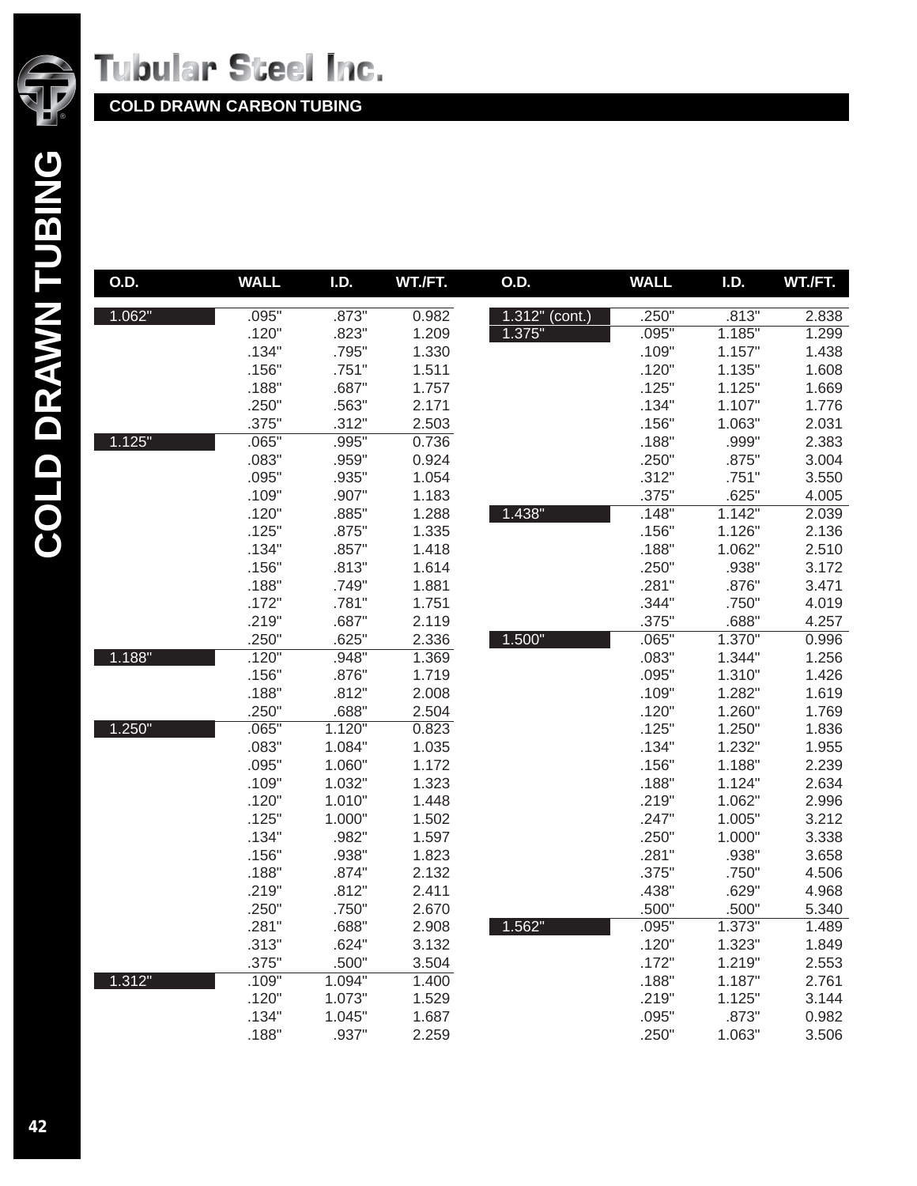# Tubular Steel Inc.

## COLD DRAWN CARBON TUBING

| O.D. | WALL | I.D. | WT./FT. |
|---|---|---|---|
| 1.062" | .095" | .873" | 0.982 |
| | .120" | .823" | 1.209 |
| | .134" | .795" | 1.330 |
| | .156" | .751" | 1.511 |
| | .188" | .687" | 1.757 |
| | .250" | .563" | 2.171 |
| | .375" | .312" | 2.503 |
| 1.125" | .065" | .995" | 0.736 |
| | .083" | .959" | 0.924 |
| | .095" | .935" | 1.054 |
| | .109" | .907" | 1.183 |
| | .120" | .885" | 1.288 |
| | .125" | .875" | 1.335 |
| | .134" | .857" | 1.418 |
| | .156" | .813" | 1.614 |
| | .188" | .749" | 1.881 |
| | .172" | .781" | 1.751 |
| | .219" | .687" | 2.119 |
| | .250" | .625" | 2.336 |
| 1.188" | .120" | .948" | 1.369 |
| | .156" | .876" | 1.719 |
| | .188" | .812" | 2.008 |
| | .250" | .688" | 2.504 |
| 1.250" | .065" | 1.120" | 0.823 |
| | .083" | 1.084" | 1.035 |
| | .095" | 1.060" | 1.172 |
| | .109" | 1.032" | 1.323 |
| | .120" | 1.010" | 1.448 |
| | .125" | 1.000" | 1.502 |
| | .134" | .982" | 1.597 |
| | .156" | .938" | 1.823 |
| | .188" | .874" | 2.132 |
| | .219" | .812" | 2.411 |
| | .250" | .750" | 2.670 |
| | .281" | .688" | 2.908 |
| | .313" | .624" | 3.132 |
| | .375" | .500" | 3.504 |
| 1.312" | .109" | 1.094" | 1.400 |
| | .120" | 1.073" | 1.529 |
| | .134" | 1.045" | 1.687 |
| | .188" | .937" | 2.259 |
| 1.312" (cont.) | .250" | .813" | 2.838 |
| 1.375" | .095" | 1.185" | 1.299 |
| | .109" | 1.157" | 1.438 |
| | .120" | 1.135" | 1.608 |
| | .125" | 1.125" | 1.669 |
| | .134" | 1.107" | 1.776 |
| | .156" | 1.063" | 2.031 |
| | .188" | .999" | 2.383 |
| | .250" | .875" | 3.004 |
| | .312" | .751" | 3.550 |
| | .375" | .625" | 4.005 |
| 1.438" | .148" | 1.142" | 2.039 |
| | .156" | 1.126" | 2.136 |
| | .188" | 1.062" | 2.510 |
| | .250" | .938" | 3.172 |
| | .281" | .876" | 3.471 |
| | .344" | .750" | 4.019 |
| | .375" | .688" | 4.257 |
| 1.500" | .065" | 1.370" | 0.996 |
| | .083" | 1.344" | 1.256 |
| | .095" | 1.310" | 1.426 |
| | .109" | 1.282" | 1.619 |
| | .120" | 1.260" | 1.769 |
| | .125" | 1.250" | 1.836 |
| | .134" | 1.232" | 1.955 |
| | .156" | 1.188" | 2.239 |
| | .188" | 1.124" | 2.634 |
| | .219" | 1.062" | 2.996 |
| | .247" | 1.005" | 3.212 |
| | .250" | 1.000" | 3.338 |
| | .281" | .938" | 3.658 |
| | .375" | .750" | 4.506 |
| | .438" | .629" | 4.968 |
| | .500" | .500" | 5.340 |
| 1.562" | .095" | 1.373" | 1.489 |
| | .120" | 1.323" | 1.849 |
| | .172" | 1.219" | 2.553 |
| | .188" | 1.187" | 2.761 |
| | .219" | 1.125" | 3.144 |
| | .095" | .873" | 0.982 |
| | .250" | 1.063" | 3.506 |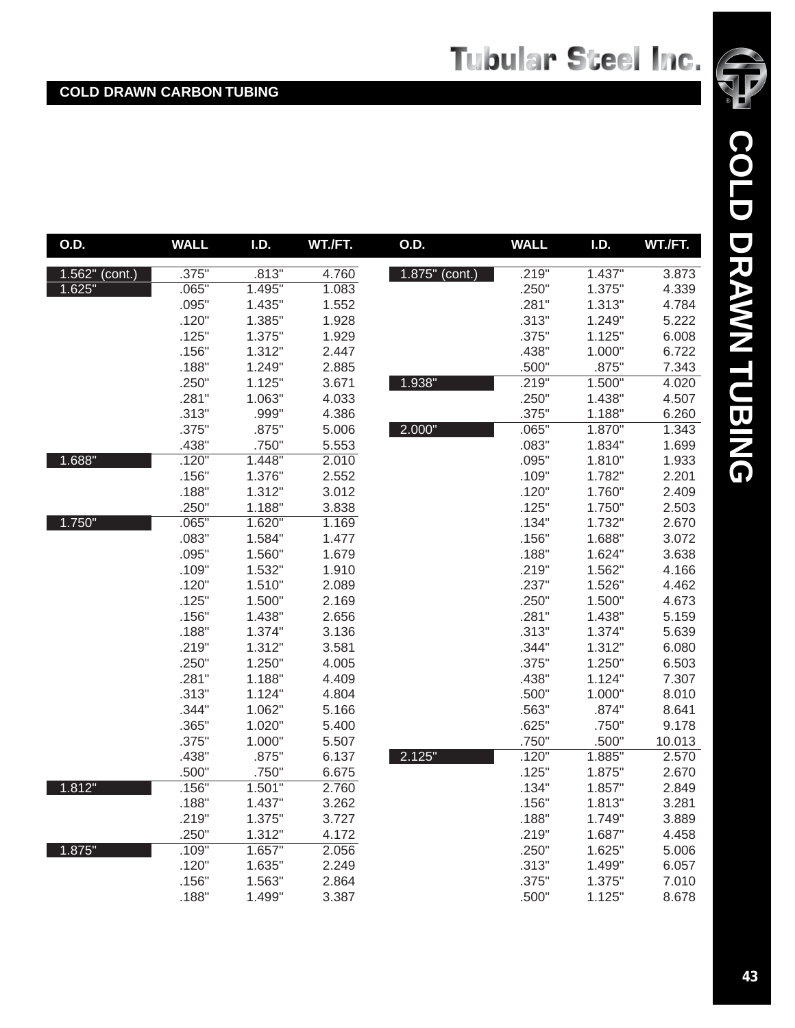## COLD DRAWN CARBON TUBING

| O.D. | WALL | I.D. | WT./FT. |
|---|---|---|---|
| 1.562" (cont.) | .375" | .813" | 4.760 |
| 1.625" | .065" | 1.495" | 1.083 |
| | .095" | 1.435" | 1.552 |
| | .120" | 1.385" | 1.928 |
| | .125" | 1.375" | 1.929 |
| | .156" | 1.312" | 2.447 |
| | .188" | 1.249" | 2.885 |
| | .250" | 1.125" | 3.671 |
| | .281" | 1.063" | 4.033 |
| | .313" | .999" | 4.386 |
| | .375" | .875" | 5.006 |
| | .438" | .750" | 5.553 |
| 1.688" | .120" | 1.448" | 2.010 |
| | .156" | 1.376" | 2.552 |
| | .188" | 1.312" | 3.012 |
| | .250" | 1.188" | 3.838 |
| 1.750" | .065" | 1.620" | 1.169 |
| | .083" | 1.584" | 1.477 |
| | .095" | 1.560" | 1.679 |
| | .109" | 1.532" | 1.910 |
| | .120" | 1.510" | 2.089 |
| | .125" | 1.500" | 2.169 |
| | .156" | 1.438" | 2.656 |
| | .188" | 1.374" | 3.136 |
| | .219" | 1.312" | 3.581 |
| | .250" | 1.250" | 4.005 |
| | .281" | 1.188" | 4.409 |
| | .313" | 1.124" | 4.804 |
| | .344" | 1.062" | 5.166 |
| | .365" | 1.020" | 5.400 |
| | .375" | 1.000" | 5.507 |
| | .438" | .875" | 6.137 |
| | .500" | .750" | 6.675 |
| 1.812" | .156" | 1.501" | 2.760 |
| | .188" | 1.437" | 3.262 |
| | .219" | 1.375" | 3.727 |
| | .250" | 1.312" | 4.172 |
| 1.875" | .109" | 1.657" | 2.056 |
| | .120" | 1.635" | 2.249 |
| | .156" | 1.563" | 2.864 |
| | .188" | 1.499" | 3.387 |
| 1.875" (cont.) | .219" | 1.437" | 3.873 |
| | .250" | 1.375" | 4.339 |
| | .281" | 1.313" | 4.784 |
| | .313" | 1.249" | 5.222 |
| | .375" | 1.125" | 6.008 |
| | .438" | 1.000" | 6.722 |
| | .500" | .875" | 7.343 |
| 1.938" | .219" | 1.500" | 4.020 |
| | .250" | 1.438" | 4.507 |
| | .375" | 1.188" | 6.260 |
| 2.000" | .065" | 1.870" | 1.343 |
| | .083" | 1.834" | 1.699 |
| | .095" | 1.810" | 1.933 |
| | .109" | 1.782" | 2.201 |
| | .120" | 1.760" | 2.409 |
| | .125" | 1.750" | 2.503 |
| | .134" | 1.732" | 2.670 |
| | .156" | 1.688" | 3.072 |
| | .188" | 1.624" | 3.638 |
| | .219" | 1.562" | 4.166 |
| | .237" | 1.526" | 4.462 |
| | .250" | 1.500" | 4.673 |
| | .281" | 1.438" | 5.159 |
| | .313" | 1.374" | 5.639 |
| | .344" | 1.312" | 6.080 |
| | .375" | 1.250" | 6.503 |
| | .438" | 1.124" | 7.307 |
| | .500" | 1.000" | 8.010 |
| | .563" | .874" | 8.641 |
| | .625" | .750" | 9.178 |
| | .750" | .500" | 10.013 |
| 2.125" | .120" | 1.885" | 2.570 |
| | .125" | 1.875" | 2.670 |
| | .134" | 1.857" | 2.849 |
| | .156" | 1.813" | 3.281 |
| | .188" | 1.749" | 3.889 |
| | .219" | 1.687" | 4.458 |
| | .250" | 1.625" | 5.006 |
| | .313" | 1.499" | 6.057 |
| | .375" | 1.375" | 7.010 |
| | .500" | 1.125" | 8.678 |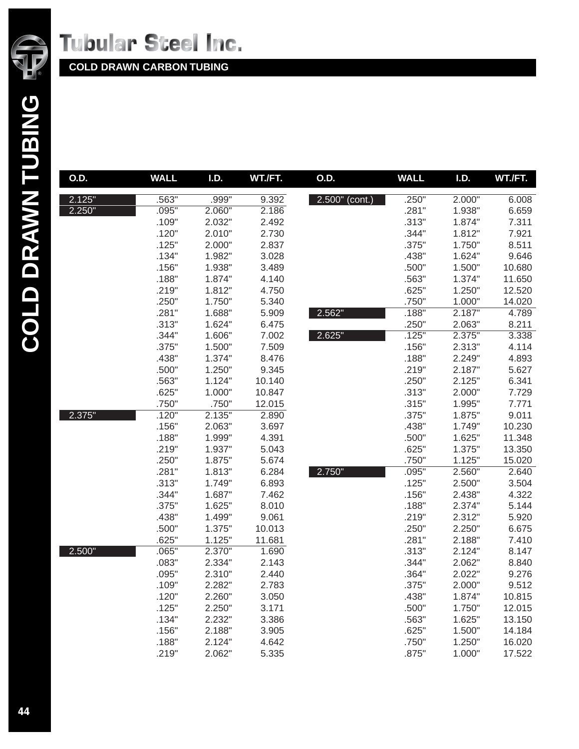# Tubular Steel Inc.

## COLD DRAWN CARBON TUBING

| O.D. | WALL | I.D. | WT./FT. |
|---|---|---|---|
| 2.125" | .563" | .999" | 9.392 |
| 2.250" | .095" | 2.060" | 2.186 |
| | .109" | 2.032" | 2.492 |
| | .120" | 2.010" | 2.730 |
| | .125" | 2.000" | 2.837 |
| | .134" | 1.982" | 3.028 |
| | .156" | 1.938" | 3.489 |
| | .188" | 1.874" | 4.140 |
| | .219" | 1.812" | 4.750 |
| | .250" | 1.750" | 5.340 |
| | .281" | 1.688" | 5.909 |
| | .313" | 1.624" | 6.475 |
| | .344" | 1.606" | 7.002 |
| | .375" | 1.500" | 7.509 |
| | .438" | 1.374" | 8.476 |
| | .500" | 1.250" | 9.345 |
| | .563" | 1.124" | 10.140 |
| | .625" | 1.000" | 10.847 |
| | .750" | .750" | 12.015 |
| 2.375" | .120" | 2.135" | 2.890 |
| | .156" | 2.063" | 3.697 |
| | .188" | 1.999" | 4.391 |
| | .219" | 1.937" | 5.043 |
| | .250" | 1.875" | 5.674 |
| | .281" | 1.813" | 6.284 |
| | .313" | 1.749" | 6.893 |
| | .344" | 1.687" | 7.462 |
| | .375" | 1.625" | 8.010 |
| | .438" | 1.499" | 9.061 |
| | .500" | 1.375" | 10.013 |
| | .625" | 1.125" | 11.681 |
| 2.500" | .065" | 2.370" | 1.690 |
| | .083" | 2.334" | 2.143 |
| | .095" | 2.310" | 2.440 |
| | .109" | 2.282" | 2.783 |
| | .120" | 2.260" | 3.050 |
| | .125" | 2.250" | 3.171 |
| | .134" | 2.232" | 3.386 |
| | .156" | 2.188" | 3.905 |
| | .188" | 2.124" | 4.642 |
| | .219" | 2.062" | 5.335 |
| 2.500" (cont.) | .250" | 2.000" | 6.008 |
| | .281" | 1.938" | 6.659 |
| | .313" | 1.874" | 7.311 |
| | .344" | 1.812" | 7.921 |
| | .375" | 1.750" | 8.511 |
| | .438" | 1.624" | 9.646 |
| | .500" | 1.500" | 10.680 |
| | .563" | 1.374" | 11.650 |
| | .625" | 1.250" | 12.520 |
| | .750" | 1.000" | 14.020 |
| 2.562" | .188" | 2.187" | 4.789 |
| | .250" | 2.063" | 8.211 |
| 2.625" | .125" | 2.375" | 3.338 |
| | .156" | 2.313" | 4.114 |
| | .188" | 2.249" | 4.893 |
| | .219" | 2.187" | 5.627 |
| | .250" | 2.125" | 6.341 |
| | .313" | 2.000" | 7.729 |
| | .315" | 1.995" | 7.771 |
| | .375" | 1.875" | 9.011 |
| | .438" | 1.749" | 10.230 |
| | .500" | 1.625" | 11.348 |
| | .625" | 1.375" | 13.350 |
| | .750" | 1.125" | 15.020 |
| 2.750" | .095" | 2.560" | 2.640 |
| | .125" | 2.500" | 3.504 |
| | .156" | 2.438" | 4.322 |
| | .188" | 2.374" | 5.144 |
| | .219" | 2.312" | 5.920 |
| | .250" | 2.250" | 6.675 |
| | .281" | 2.188" | 7.410 |
| | .313" | 2.124" | 8.147 |
| | .344" | 2.062" | 8.840 |
| | .364" | 2.022" | 9.276 |
| | .375" | 2.000" | 9.512 |
| | .438" | 1.874" | 10.815 |
| | .500" | 1.750" | 12.015 |
| | .563" | 1.625" | 13.150 |
| | .625" | 1.500" | 14.184 |
| | .750" | 1.250" | 16.020 |
| | .875" | 1.000" | 17.522 |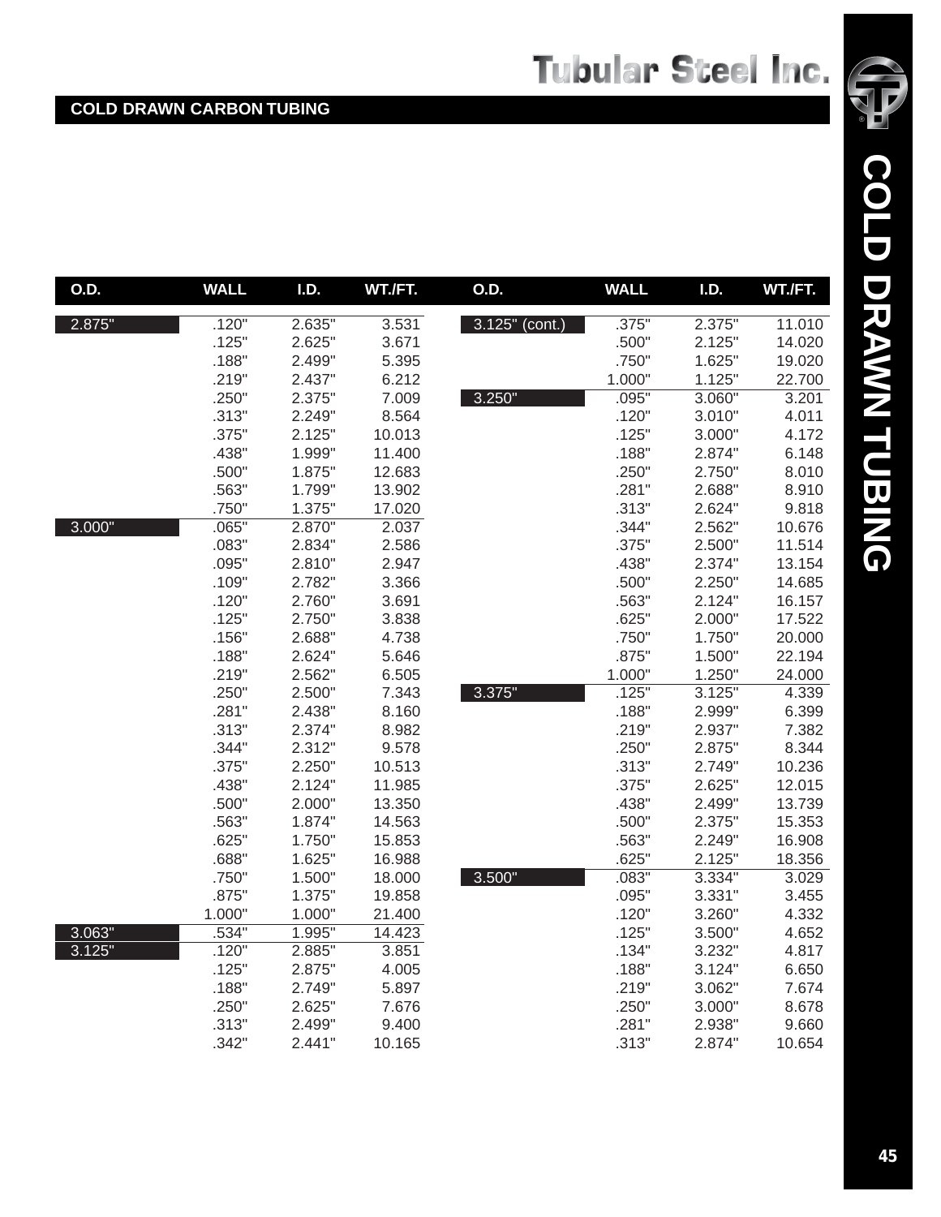## COLD DRAWN CARBON TUBING

| O.D. | WALL | I.D. | WT./FT. |
|---|---|---|---|
| 2.875" | .120" | 2.635" | 3.531 |
| | .125" | 2.625" | 3.671 |
| | .188" | 2.499" | 5.395 |
| | .219" | 2.437" | 6.212 |
| | .250" | 2.375" | 7.009 |
| | .313" | 2.249" | 8.564 |
| | .375" | 2.125" | 10.013 |
| | .438" | 1.999" | 11.400 |
| | .500" | 1.875" | 12.683 |
| | .563" | 1.799" | 13.902 |
| | .750" | 1.375" | 17.020 |
| 3.000" | .065" | 2.870" | 2.037 |
| | .083" | 2.834" | 2.586 |
| | .095" | 2.810" | 2.947 |
| | .109" | 2.782" | 3.366 |
| | .120" | 2.760" | 3.691 |
| | .125" | 2.750" | 3.838 |
| | .156" | 2.688" | 4.738 |
| | .188" | 2.624" | 5.646 |
| | .219" | 2.562" | 6.505 |
| | .250" | 2.500" | 7.343 |
| | .281" | 2.438" | 8.160 |
| | .313" | 2.374" | 8.982 |
| | .344" | 2.312" | 9.578 |
| | .375" | 2.250" | 10.513 |
| | .438" | 2.124" | 11.985 |
| | .500" | 2.000" | 13.350 |
| | .563" | 1.874" | 14.563 |
| | .625" | 1.750" | 15.853 |
| | .688" | 1.625" | 16.988 |
| | .750" | 1.500" | 18.000 |
| | .875" | 1.375" | 19.858 |
| | 1.000" | 1.000" | 21.400 |
| 3.063" | .534" | 1.995" | 14.423 |
| 3.125" | .120" | 2.885" | 3.851 |
| | .125" | 2.875" | 4.005 |
| | .188" | 2.749" | 5.897 |
| | .250" | 2.625" | 7.676 |
| | .313" | 2.499" | 9.400 |
| | .342" | 2.441" | 10.165 |
| 3.125" (cont.) | .375" | 2.375" | 11.010 |
| | .500" | 2.125" | 14.020 |
| | .750" | 1.625" | 19.020 |
| | 1.000" | 1.125" | 22.700 |
| 3.250" | .095" | 3.060" | 3.201 |
| | .120" | 3.010" | 4.011 |
| | .125" | 3.000" | 4.172 |
| | .188" | 2.874" | 6.148 |
| | .250" | 2.750" | 8.010 |
| | .281" | 2.688" | 8.910 |
| | .313" | 2.624" | 9.818 |
| | .344" | 2.562" | 10.676 |
| | .375" | 2.500" | 11.514 |
| | .438" | 2.374" | 13.154 |
| | .500" | 2.250" | 14.685 |
| | .563" | 2.124" | 16.157 |
| | .625" | 2.000" | 17.522 |
| | .750" | 1.750" | 20.000 |
| | .875" | 1.500" | 22.194 |
| | 1.000" | 1.250" | 24.000 |
| 3.375" | .125" | 3.125" | 4.339 |
| | .188" | 2.999" | 6.399 |
| | .219" | 2.937" | 7.382 |
| | .250" | 2.875" | 8.344 |
| | .313" | 2.749" | 10.236 |
| | .375" | 2.625" | 12.015 |
| | .438" | 2.499" | 13.739 |
| | .500" | 2.375" | 15.353 |
| | .563" | 2.249" | 16.908 |
| | .625" | 2.125" | 18.356 |
| 3.500" | .083" | 3.334" | 3.029 |
| | .095" | 3.331" | 3.455 |
| | .120" | 3.260" | 4.332 |
| | .125" | 3.500" | 4.652 |
| | .134" | 3.232" | 4.817 |
| | .188" | 3.124" | 6.650 |
| | .219" | 3.062" | 7.674 |
| | .250" | 3.000" | 8.678 |
| | .281" | 2.938" | 9.660 |
| | .313" | 2.874" | 10.654 |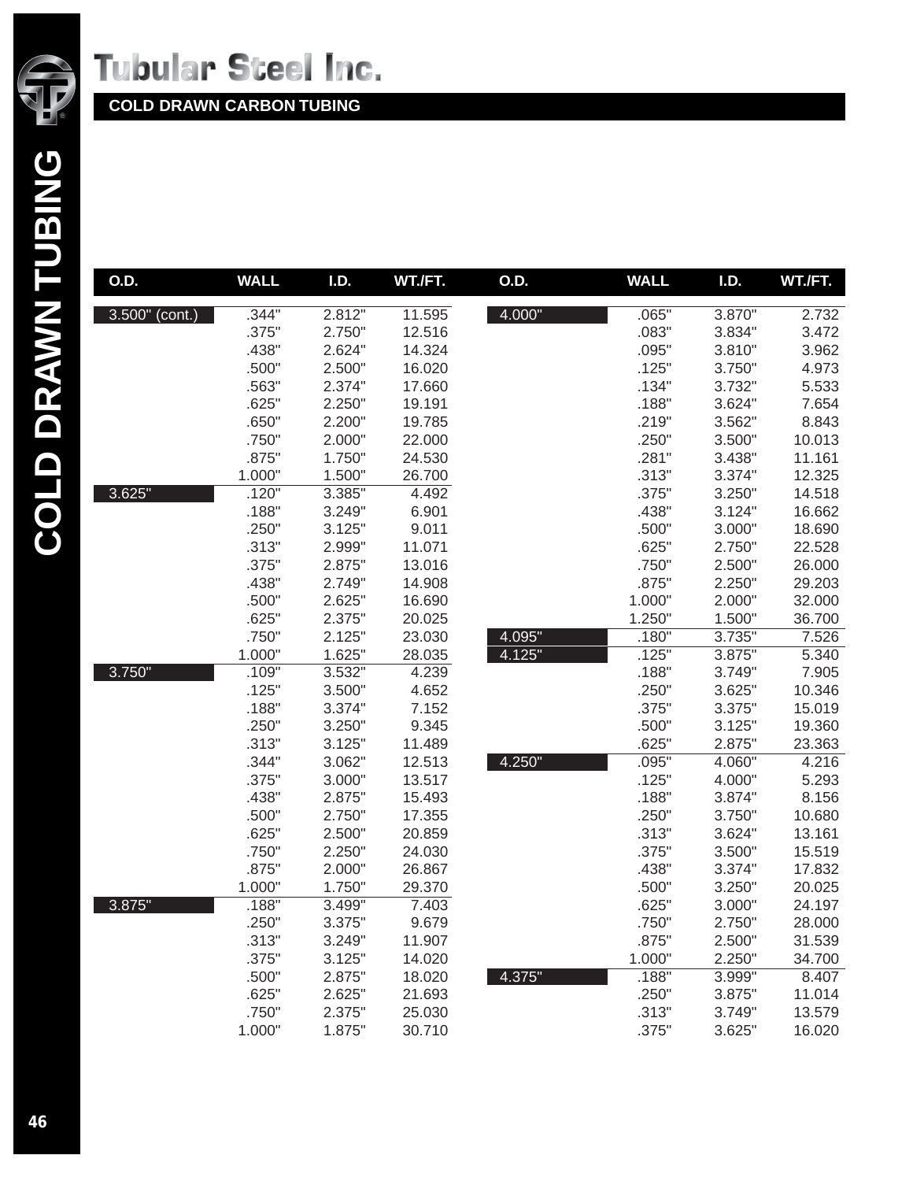# Tubular Steel Inc.

## COLD DRAWN CARBON TUBING

| O.D. | WALL | I.D. | WT./FT. |
|---|---|---|---|
| 3.500" (cont.) | .344" | 2.812" | 11.595 |
| | .375" | 2.750" | 12.516 |
| | .438" | 2.624" | 14.324 |
| | .500" | 2.500" | 16.020 |
| | .563" | 2.374" | 17.660 |
| | .625" | 2.250" | 19.191 |
| | .650" | 2.200" | 19.785 |
| | .750" | 2.000" | 22.000 |
| | .875" | 1.750" | 24.530 |
| | 1.000" | 1.500" | 26.700 |
| 3.625" | .120" | 3.385" | 4.492 |
| | .188" | 3.249" | 6.901 |
| | .250" | 3.125" | 9.011 |
| | .313" | 2.999" | 11.071 |
| | .375" | 2.875" | 13.016 |
| | .438" | 2.749" | 14.908 |
| | .500" | 2.625" | 16.690 |
| | .625" | 2.375" | 20.025 |
| | .750" | 2.125" | 23.030 |
| | 1.000" | 1.625" | 28.035 |
| 3.750" | .109" | 3.532" | 4.239 |
| | .125" | 3.500" | 4.652 |
| | .188" | 3.374" | 7.152 |
| | .250" | 3.250" | 9.345 |
| | .313" | 3.125" | 11.489 |
| | .344" | 3.062" | 12.513 |
| | .375" | 3.000" | 13.517 |
| | .438" | 2.875" | 15.493 |
| | .500" | 2.750" | 17.355 |
| | .625" | 2.500" | 20.859 |
| | .750" | 2.250" | 24.030 |
| | .875" | 2.000" | 26.867 |
| | 1.000" | 1.750" | 29.370 |
| 3.875" | .188" | 3.499" | 7.403 |
| | .250" | 3.375" | 9.679 |
| | .313" | 3.249" | 11.907 |
| | .375" | 3.125" | 14.020 |
| | .500" | 2.875" | 18.020 |
| | .625" | 2.625" | 21.693 |
| | .750" | 2.375" | 25.030 |
| | 1.000" | 1.875" | 30.710 |
| 4.000" | .065" | 3.870" | 2.732 |
| | .083" | 3.834" | 3.472 |
| | .095" | 3.810" | 3.962 |
| | .125" | 3.750" | 4.973 |
| | .134" | 3.732" | 5.533 |
| | .188" | 3.624" | 7.654 |
| | .219" | 3.562" | 8.843 |
| | .250" | 3.500" | 10.013 |
| | .281" | 3.438" | 11.161 |
| | .313" | 3.374" | 12.325 |
| | .375" | 3.250" | 14.518 |
| | .438" | 3.124" | 16.662 |
| | .500" | 3.000" | 18.690 |
| | .625" | 2.750" | 22.528 |
| | .750" | 2.500" | 26.000 |
| | .875" | 2.250" | 29.203 |
| | 1.000" | 2.000" | 32.000 |
| | 1.250" | 1.500" | 36.700 |
| 4.095" | .180" | 3.735" | 7.526 |
| 4.125" | .125" | 3.875" | 5.340 |
| | .188" | 3.749" | 7.905 |
| | .250" | 3.625" | 10.346 |
| | .375" | 3.375" | 15.019 |
| | .500" | 3.125" | 19.360 |
| | .625" | 2.875" | 23.363 |
| 4.250" | .095" | 4.060" | 4.216 |
| | .125" | 4.000" | 5.293 |
| | .188" | 3.874" | 8.156 |
| | .250" | 3.750" | 10.680 |
| | .313" | 3.624" | 13.161 |
| | .375" | 3.500" | 15.519 |
| | .438" | 3.374" | 17.832 |
| | .500" | 3.250" | 20.025 |
| | .625" | 3.000" | 24.197 |
| | .750" | 2.750" | 28.000 |
| | .875" | 2.500" | 31.539 |
| | 1.000" | 2.250" | 34.700 |
| 4.375" | .188" | 3.999" | 8.407 |
| | .250" | 3.875" | 11.014 |
| | .313" | 3.749" | 13.579 |
| | .375" | 3.625" | 16.020 |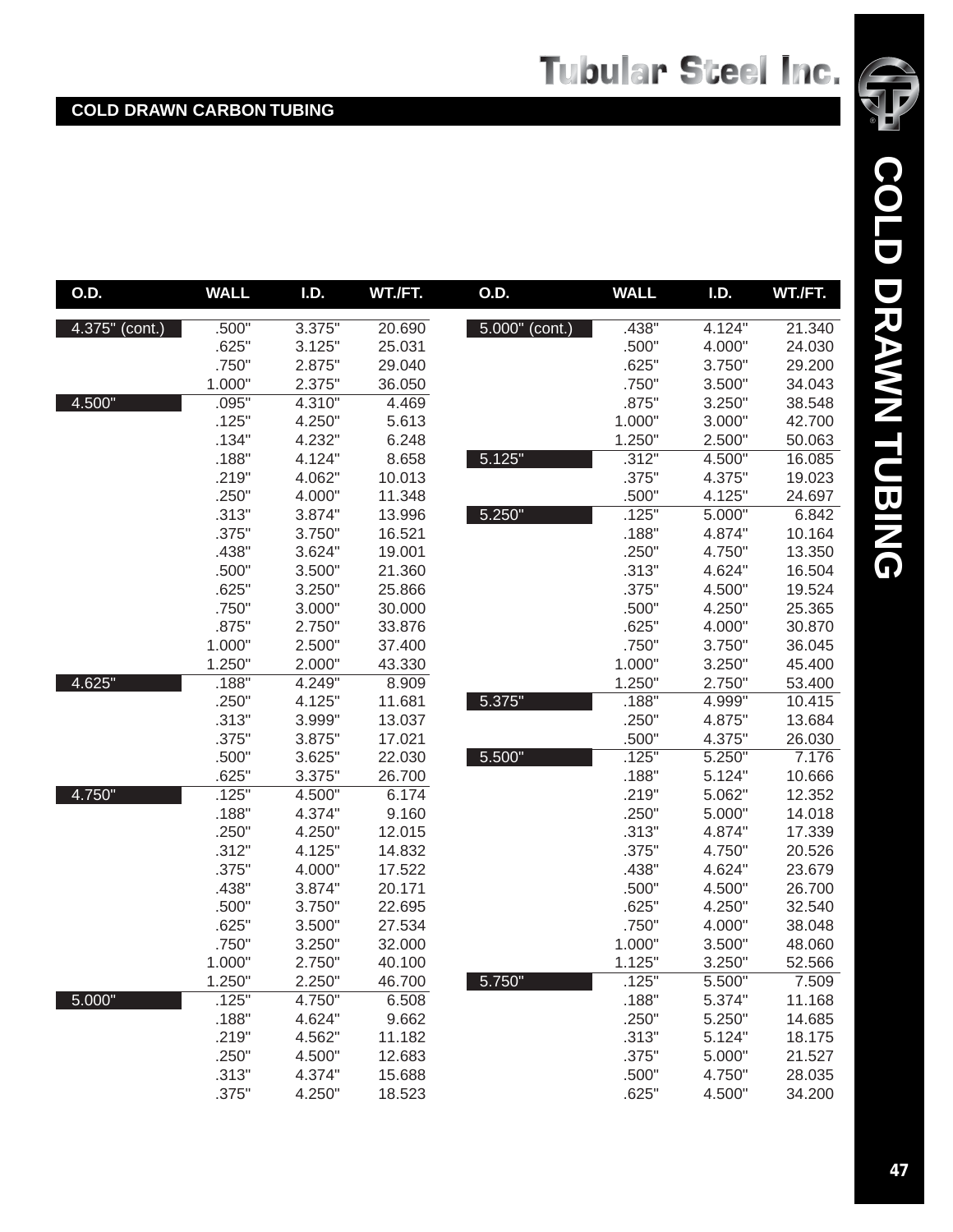## COLD DRAWN CARBON TUBING

| O.D. | WALL | I.D. | WT./FT. |
|---|---|---|---|
| 4.375" (cont.) | .500" | 3.375" | 20.690 |
| | .625" | 3.125" | 25.031 |
| | .750" | 2.875" | 29.040 |
| | 1.000" | 2.375" | 36.050 |
| 4.500" | .095" | 4.310" | 4.469 |
| | .125" | 4.250" | 5.613 |
| | .134" | 4.232" | 6.248 |
| | .188" | 4.124" | 8.658 |
| | .219" | 4.062" | 10.013 |
| | .250" | 4.000" | 11.348 |
| | .313" | 3.874" | 13.996 |
| | .375" | 3.750" | 16.521 |
| | .438" | 3.624" | 19.001 |
| | .500" | 3.500" | 21.360 |
| | .625" | 3.250" | 25.866 |
| | .750" | 3.000" | 30.000 |
| | .875" | 2.750" | 33.876 |
| | 1.000" | 2.500" | 37.400 |
| | 1.250" | 2.000" | 43.330 |
| 4.625" | .188" | 4.249" | 8.909 |
| | .250" | 4.125" | 11.681 |
| | .313" | 3.999" | 13.037 |
| | .375" | 3.875" | 17.021 |
| | .500" | 3.625" | 22.030 |
| | .625" | 3.375" | 26.700 |
| 4.750" | .125" | 4.500" | 6.174 |
| | .188" | 4.374" | 9.160 |
| | .250" | 4.250" | 12.015 |
| | .312" | 4.125" | 14.832 |
| | .375" | 4.000" | 17.522 |
| | .438" | 3.874" | 20.171 |
| | .500" | 3.750" | 22.695 |
| | .625" | 3.500" | 27.534 |
| | .750" | 3.250" | 32.000 |
| | 1.000" | 2.750" | 40.100 |
| | 1.250" | 2.250" | 46.700 |
| 5.000" | .125" | 4.750" | 6.508 |
| | .188" | 4.624" | 9.662 |
| | .219" | 4.562" | 11.182 |
| | .250" | 4.500" | 12.683 |
| | .313" | 4.374" | 15.688 |
| | .375" | 4.250" | 18.523 |
| 5.000" (cont.) | .438" | 4.124" | 21.340 |
| | .500" | 4.000" | 24.030 |
| | .625" | 3.750" | 29.200 |
| | .750" | 3.500" | 34.043 |
| | .875" | 3.250" | 38.548 |
| | 1.000" | 3.000" | 42.700 |
| | 1.250" | 2.500" | 50.063 |
| 5.125" | .312" | 4.500" | 16.085 |
| | .375" | 4.375" | 19.023 |
| | .500" | 4.125" | 24.697 |
| 5.250" | .125" | 5.000" | 6.842 |
| | .188" | 4.874" | 10.164 |
| | .250" | 4.750" | 13.350 |
| | .313" | 4.624" | 16.504 |
| | .375" | 4.500" | 19.524 |
| | .500" | 4.250" | 25.365 |
| | .625" | 4.000" | 30.870 |
| | .750" | 3.750" | 36.045 |
| | 1.000" | 3.250" | 45.400 |
| | 1.250" | 2.750" | 53.400 |
| 5.375" | .188" | 4.999" | 10.415 |
| | .250" | 4.875" | 13.684 |
| | .500" | 4.375" | 26.030 |
| 5.500" | .125" | 5.250" | 7.176 |
| | .188" | 5.124" | 10.666 |
| | .219" | 5.062" | 12.352 |
| | .250" | 5.000" | 14.018 |
| | .313" | 4.874" | 17.339 |
| | .375" | 4.750" | 20.526 |
| | .438" | 4.624" | 23.679 |
| | .500" | 4.500" | 26.700 |
| | .625" | 4.250" | 32.540 |
| | .750" | 4.000" | 38.048 |
| | 1.000" | 3.500" | 48.060 |
| | 1.125" | 3.250" | 52.566 |
| 5.750" | .125" | 5.500" | 7.509 |
| | .188" | 5.374" | 11.168 |
| | .250" | 5.250" | 14.685 |
| | .313" | 5.124" | 18.175 |
| | .375" | 5.000" | 21.527 |
| | .500" | 4.750" | 28.035 |
| | .625" | 4.500" | 34.200 |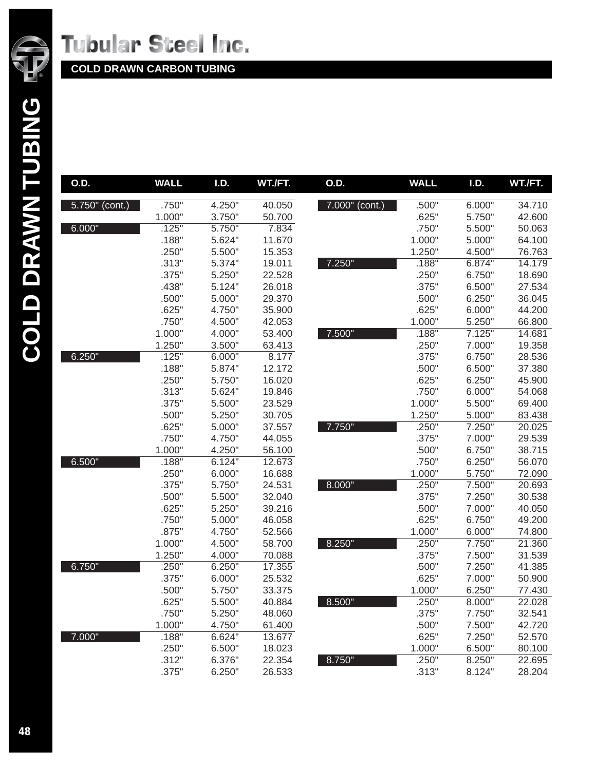# Tubular Steel Inc.

## COLD DRAWN CARBON TUBING

| O.D. | WALL | I.D. | WT./FT. |
|---|---|---|---|
| 5.750" (cont.) | .750" | 4.250" | 40.050 |
| | 1.000" | 3.750" | 50.700 |
| 6.000" | .125" | 5.750" | 7.834 |
| | .188" | 5.624" | 11.670 |
| | .250" | 5.500" | 15.353 |
| | .313" | 5.374" | 19.011 |
| | .375" | 5.250" | 22.528 |
| | .438" | 5.124" | 26.018 |
| | .500" | 5.000" | 29.370 |
| | .625" | 4.750" | 35.900 |
| | .750" | 4.500" | 42.053 |
| | 1.000" | 4.000" | 53.400 |
| | 1.250" | 3.500" | 63.413 |
| 6.250" | .125" | 6.000" | 8.177 |
| | .188" | 5.874" | 12.172 |
| | .250" | 5.750" | 16.020 |
| | .313" | 5.624" | 19.846 |
| | .375" | 5.500" | 23.529 |
| | .500" | 5.250" | 30.705 |
| | .625" | 5.000" | 37.557 |
| | .750" | 4.750" | 44.055 |
| | 1.000" | 4.250" | 56.100 |
| 6.500" | .188" | 6.124" | 12.673 |
| | .250" | 6.000" | 16.688 |
| | .375" | 5.750" | 24.531 |
| | .500" | 5.500" | 32.040 |
| | .625" | 5.250" | 39.216 |
| | .750" | 5.000" | 46.058 |
| | .875" | 4.750" | 52.566 |
| | 1.000" | 4.500" | 58.700 |
| | 1.250" | 4.000" | 70.088 |
| 6.750" | .250" | 6.250" | 17.355 |
| | .375" | 6.000" | 25.532 |
| | .500" | 5.750" | 33.375 |
| | .625" | 5.500" | 40.884 |
| | .750" | 5.250" | 48.060 |
| | 1.000" | 4.750" | 61.400 |
| 7.000" | .188" | 6.624" | 13.677 |
| | .250" | 6.500" | 18.023 |
| | .312" | 6.376" | 22.354 |
| | .375" | 6.250" | 26.533 |
| 7.000" (cont.) | .500" | 6.000" | 34.710 |
| | .625" | 5.750" | 42.600 |
| | .750" | 5.500" | 50.063 |
| | 1.000" | 5.000" | 64.100 |
| | 1.250" | 4.500" | 76.763 |
| 7.250" | .188" | 6.874" | 14.179 |
| | .250" | 6.750" | 18.690 |
| | .375" | 6.500" | 27.534 |
| | .500" | 6.250" | 36.045 |
| | .625" | 6.000" | 44.200 |
| | 1.000" | 5.250" | 66.800 |
| 7.500" | .188" | 7.125" | 14.681 |
| | .250" | 7.000" | 19.358 |
| | .375" | 6.750" | 28.536 |
| | .500" | 6.500" | 37.380 |
| | .625" | 6.250" | 45.900 |
| | .750" | 6.000" | 54.068 |
| | 1.000" | 5.500" | 69.400 |
| | 1.250" | 5.000" | 83.438 |
| 7.750" | .250" | 7.250" | 20.025 |
| | .375" | 7.000" | 29.539 |
| | .500" | 6.750" | 38.715 |
| | .750" | 6.250" | 56.070 |
| | 1.000" | 5.750" | 72.090 |
| 8.000" | .250" | 7.500" | 20.693 |
| | .375" | 7.250" | 30.538 |
| | .500" | 7.000" | 40.050 |
| | .625" | 6.750" | 49.200 |
| | 1.000" | 6.000" | 74.800 |
| 8.250" | .250" | 7.750" | 21.360 |
| | .375" | 7.500" | 31.539 |
| | .500" | 7.250" | 41.385 |
| | .625" | 7.000" | 50.900 |
| | 1.000" | 6.250" | 77.430 |
| 8.500" | .250" | 8.000" | 22.028 |
| | .375" | 7.750" | 32.541 |
| | .500" | 7.500" | 42.720 |
| | .625" | 7.250" | 52.570 |
| | 1.000" | 6.500" | 80.100 |
| 8.750" | .250" | 8.250" | 22.695 |
| | .313" | 8.124" | 28.204 |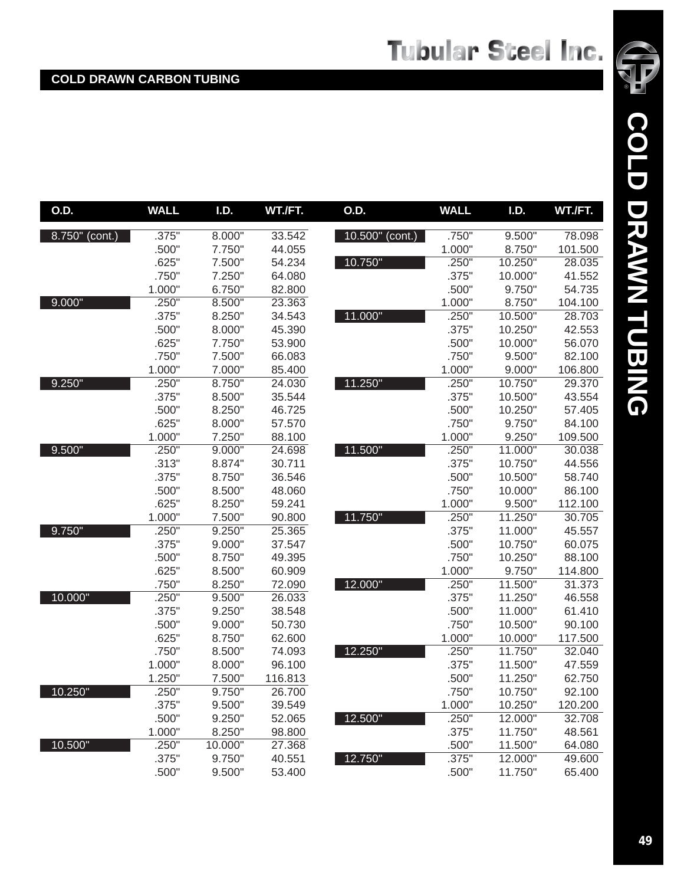## COLD DRAWN CARBON TUBING

| O.D. | WALL | I.D. | WT./FT. |
|---|---|---|---|
| 8.750" (cont.) | .375" | 8.000" | 33.542 |
| | .500" | 7.750" | 44.055 |
| | .625" | 7.500" | 54.234 |
| | .750" | 7.250" | 64.080 |
| | 1.000" | 6.750" | 82.800 |
| 9.000" | .250" | 8.500" | 23.363 |
| | .375" | 8.250" | 34.543 |
| | .500" | 8.000" | 45.390 |
| | .625" | 7.750" | 53.900 |
| | .750" | 7.500" | 66.083 |
| | 1.000" | 7.000" | 85.400 |
| 9.250" | .250" | 8.750" | 24.030 |
| | .375" | 8.500" | 35.544 |
| | .500" | 8.250" | 46.725 |
| | .625" | 8.000" | 57.570 |
| | 1.000" | 7.250" | 88.100 |
| 9.500" | .250" | 9.000" | 24.698 |
| | .313" | 8.874" | 30.711 |
| | .375" | 8.750" | 36.546 |
| | .500" | 8.500" | 48.060 |
| | .625" | 8.250" | 59.241 |
| | 1.000" | 7.500" | 90.800 |
| 9.750" | .250" | 9.250" | 25.365 |
| | .375" | 9.000" | 37.547 |
| | .500" | 8.750" | 49.395 |
| | .625" | 8.500" | 60.909 |
| | .750" | 8.250" | 72.090 |
| 10.000" | .250" | 9.500" | 26.033 |
| | .375" | 9.250" | 38.548 |
| | .500" | 9.000" | 50.730 |
| | .625" | 8.750" | 62.600 |
| | .750" | 8.500" | 74.093 |
| | 1.000" | 8.000" | 96.100 |
| | 1.250" | 7.500" | 116.813 |
| 10.250" | .250" | 9.750" | 26.700 |
| | .375" | 9.500" | 39.549 |
| | .500" | 9.250" | 52.065 |
| | 1.000" | 8.250" | 98.800 |
| 10.500" | .250" | 10.000" | 27.368 |
| | .375" | 9.750" | 40.551 |
| | .500" | 9.500" | 53.400 |
| 10.500" (cont.) | .750" | 9.500" | 78.098 |
| | 1.000" | 8.750" | 101.500 |
| 10.750" | .250" | 10.250" | 28.035 |
| | .375" | 10.000" | 41.552 |
| | .500" | 9.750" | 54.735 |
| | 1.000" | 8.750" | 104.100 |
| 11.000" | .250" | 10.500" | 28.703 |
| | .375" | 10.250" | 42.553 |
| | .500" | 10.000" | 56.070 |
| | .750" | 9.500" | 82.100 |
| | 1.000" | 9.000" | 106.800 |
| 11.250" | .250" | 10.750" | 29.370 |
| | .375" | 10.500" | 43.554 |
| | .500" | 10.250" | 57.405 |
| | .750" | 9.750" | 84.100 |
| | 1.000" | 9.250" | 109.500 |
| 11.500" | .250" | 11.000" | 30.038 |
| | .375" | 10.750" | 44.556 |
| | .500" | 10.500" | 58.740 |
| | .750" | 10.000" | 86.100 |
| | 1.000" | 9.500" | 112.100 |
| 11.750" | .250" | 11.250" | 30.705 |
| | .375" | 11.000" | 45.557 |
| | .500" | 10.750" | 60.075 |
| | .750" | 10.250" | 88.100 |
| | 1.000" | 9.750" | 114.800 |
| 12.000" | .250" | 11.500" | 31.373 |
| | .375" | 11.250" | 46.558 |
| | .500" | 11.000" | 61.410 |
| | .750" | 10.500" | 90.100 |
| | 1.000" | 10.000" | 117.500 |
| 12.250" | .250" | 11.750" | 32.040 |
| | .375" | 11.500" | 47.559 |
| | .500" | 11.250" | 62.750 |
| | .750" | 10.750" | 92.100 |
| | 1.000" | 10.250" | 120.200 |
| 12.500" | .250" | 12.000" | 32.708 |
| | .375" | 11.750" | 48.561 |
| | .500" | 11.500" | 64.080 |
| 12.750" | .375" | 12.000" | 49.600 |
| | .500" | 11.750" | 65.400 |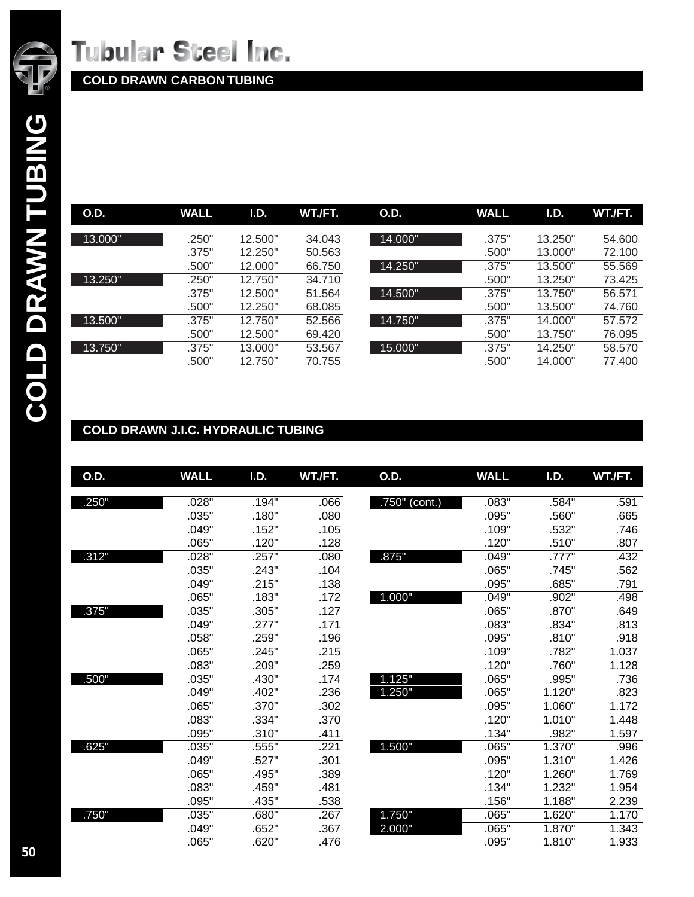# Tubular Steel Inc.

## COLD DRAWN CARBON TUBING

| O.D. | WALL | I.D. | WT./FT. |
|---|---|---|---|
| 13.000" | .250" | 12.500" | 34.043 |
| | .375" | 12.250" | 50.563 |
| | .500" | 12.000" | 66.750 |
| 13.250" | .250" | 12.750" | 34.710 |
| | .375" | 12.500" | 51.564 |
| | .500" | 12.250" | 68.085 |
| 13.500" | .375" | 12.750" | 52.566 |
| | .500" | 12.500" | 69.420 |
| 13.750" | .375" | 13.000" | 53.567 |
| | .500" | 12.750" | 70.755 |
| 14.000" | .375" | 13.250" | 54.600 |
| | .500" | 13.000" | 72.100 |
| 14.250" | .375" | 13.500" | 55.569 |
| | .500" | 13.250" | 73.425 |
| 14.500" | .375" | 13.750" | 56.571 |
| | .500" | 13.500" | 74.760 |
| 14.750" | .375" | 14.000" | 57.572 |
| | .500" | 13.750" | 76.095 |
| 15.000" | .375" | 14.250" | 58.570 |
| | .500" | 14.000" | 77.400 |

## COLD DRAWN J.I.C. HYDRAULIC TUBING

| O.D. | WALL | I.D. | WT./FT. |
|---|---|---|---|
| .250" | .028" | .194" | .066 |
| | .035" | .180" | .080 |
| | .049" | .152" | .105 |
| | .065" | .120" | .128 |
| .312" | .028" | .257" | .080 |
| | .035" | .243" | .104 |
| | .049" | .215" | .138 |
| | .065" | .183" | .172 |
| .375" | .035" | .305" | .127 |
| | .049" | .277" | .171 |
| | .058" | .259" | .196 |
| | .065" | .245" | .215 |
| | .083" | .209" | .259 |
| .500" | .035" | .430" | .174 |
| | .049" | .402" | .236 |
| | .065" | .370" | .302 |
| | .083" | .334" | .370 |
| | .095" | .310" | .411 |
| .625" | .035" | .555" | .221 |
| | .049" | .527" | .301 |
| | .065" | .495" | .389 |
| | .083" | .459" | .481 |
| | .095" | .435" | .538 |
| .750" | .035" | .680" | .267 |
| | .049" | .652" | .367 |
| | .065" | .620" | .476 |
| .750" (cont.) | .083" | .584" | .591 |
| | .095" | .560" | .665 |
| | .109" | .532" | .746 |
| | .120" | .510" | .807 |
| .875" | .049" | .777" | .432 |
| | .065" | .745" | .562 |
| | .095" | .685" | .791 |
| 1.000" | .049" | .902" | .498 |
| | .065" | .870" | .649 |
| | .083" | .834" | .813 |
| | .095" | .810" | .918 |
| | .109" | .782" | 1.037 |
| | .120" | .760" | 1.128 |
| 1.125" | .065" | .995" | .736 |
| 1.250" | .065" | 1.120" | .823 |
| | .095" | 1.060" | 1.172 |
| | .120" | 1.010" | 1.448 |
| | .134" | .982" | 1.597 |
| 1.500" | .065" | 1.370" | .996 |
| | .095" | 1.310" | 1.426 |
| | .120" | 1.260" | 1.769 |
| | .134" | 1.232" | 1.954 |
| | .156" | 1.188" | 2.239 |
| 1.750" | .065" | 1.620" | 1.170 |
| 2.000" | .065" | 1.870" | 1.343 |
| | .095" | 1.810" | 1.933 |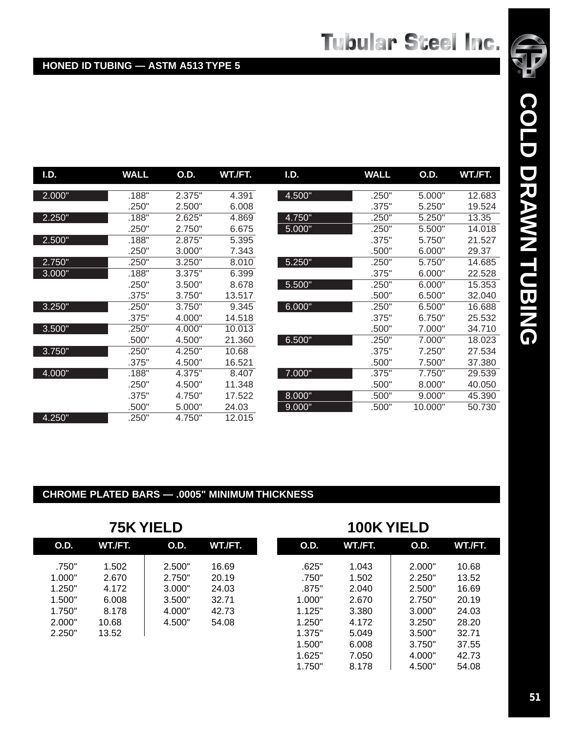# Tubular Steel Inc.

## COLD DRAWN TUBING

### HONED ID TUBING — ASTM A513 TYPE 5

| I.D. | WALL | O.D. | WT./FT. |
|---|---|---|---|
| 2.000" | .188" | 2.375" | 4.391 |
| | .250" | 2.500" | 6.008 |
| 2.250" | .188" | 2.625" | 4.869 |
| | .250" | 2.750" | 6.675 |
| 2.500" | .188" | 2.875" | 5.395 |
| | .250" | 3.000" | 7.343 |
| 2.750" | .250" | 3.250" | 8.010 |
| 3.000" | .188" | 3.375" | 6.399 |
| | .250" | 3.500" | 8.678 |
| | .375" | 3.750" | 13.517 |
| 3.250" | .250" | 3.750" | 9.345 |
| | .375" | 4.000" | 14.518 |
| 3.500" | .250" | 4.000" | 10.013 |
| | .500" | 4.500" | 21.360 |
| 3.750" | .250" | 4.250" | 10.68 |
| | .375" | 4.500" | 16.521 |
| 4.000" | .188" | 4.375" | 8.407 |
| | .250" | 4.500" | 11.348 |
| | .375" | 4.750" | 17.522 |
| | .500" | 5.000" | 24.03 |
| 4.250" | .250" | 4.750" | 12.015 |
| 4.500" | .250" | 5.000" | 12.683 |
| | .375" | 5.250" | 19.524 |
| 4.750" | .250" | 5.250" | 13.35 |
| 5.000" | .250" | 5.500" | 14.018 |
| | .375" | 5.750" | 21.527 |
| | .500" | 6.000" | 29.37 |
| 5.250" | .250" | 5.750" | 14.685 |
| | .375" | 6.000" | 22.528 |
| 5.500" | .250" | 6.000" | 15.353 |
| | .500" | 6.500" | 32.040 |
| 6.000" | .250" | 6.500" | 16.688 |
| | .375" | 6.750" | 25.532 |
| | .500" | 7.000" | 34.710 |
| 6.500" | .250" | 7.000" | 18.023 |
| | .375" | 7.250" | 27.534 |
| | .500" | 7.500" | 37.380 |
| 7.000" | .375" | 7.750" | 29.539 |
| | .500" | 8.000" | 40.050 |
| 8.000" | .500" | 9.000" | 45.390 |
| 9.000" | .500" | 10.000" | 50.730 |

### CHROME PLATED BARS — .0005" MINIMUM THICKNESS

#### 75K YIELD

| O.D. | WT./FT. |
|---|---|
| .750" | 1.502 |
| 1.000" | 2.670 |
| 1.250" | 4.172 |
| 1.500" | 6.008 |
| 1.750" | 8.178 |
| 2.000" | 10.68 |
| 2.250" | 13.52 |
| 2.500" | 16.69 |
| 2.750" | 20.19 |
| 3.000" | 24.03 |
| 3.500" | 32.71 |
| 4.000" | 42.73 |
| 4.500" | 54.08 |

#### 100K YIELD

| O.D. | WT./FT. |
|---|---|
| .625" | 1.043 |
| .750" | 1.502 |
| .875" | 2.040 |
| 1.000" | 2.670 |
| 1.125" | 3.380 |
| 1.250" | 4.172 |
| 1.375" | 5.049 |
| 1.500" | 6.008 |
| 1.625" | 7.050 |
| 1.750" | 8.178 |
| 2.000" | 10.68 |
| 2.250" | 13.52 |
| 2.500" | 16.69 |
| 2.750" | 20.19 |
| 3.000" | 24.03 |
| 3.250" | 28.20 |
| 3.500" | 32.71 |
| 3.750" | 37.55 |
| 4.000" | 42.73 |
| 4.500" | 54.08 |